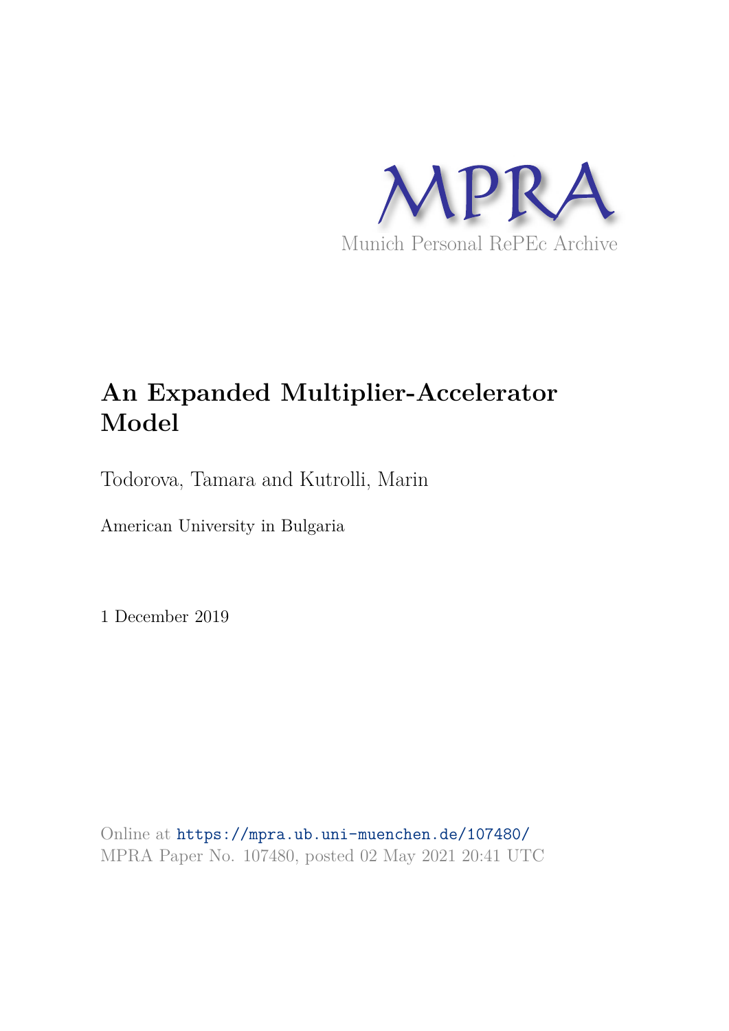MPRA

Munich Personal RePEc Archive

# An Expanded Multiplier-Accelerator Model

Todorova, Tamara and Kutrolli, Marin

American University in Bulgaria

1 December 2019

Online at https://mpra.ub.uni-muenchen.de/107480/

MPRA Paper No. 107480, posted 02 May 2021 20:41 UTC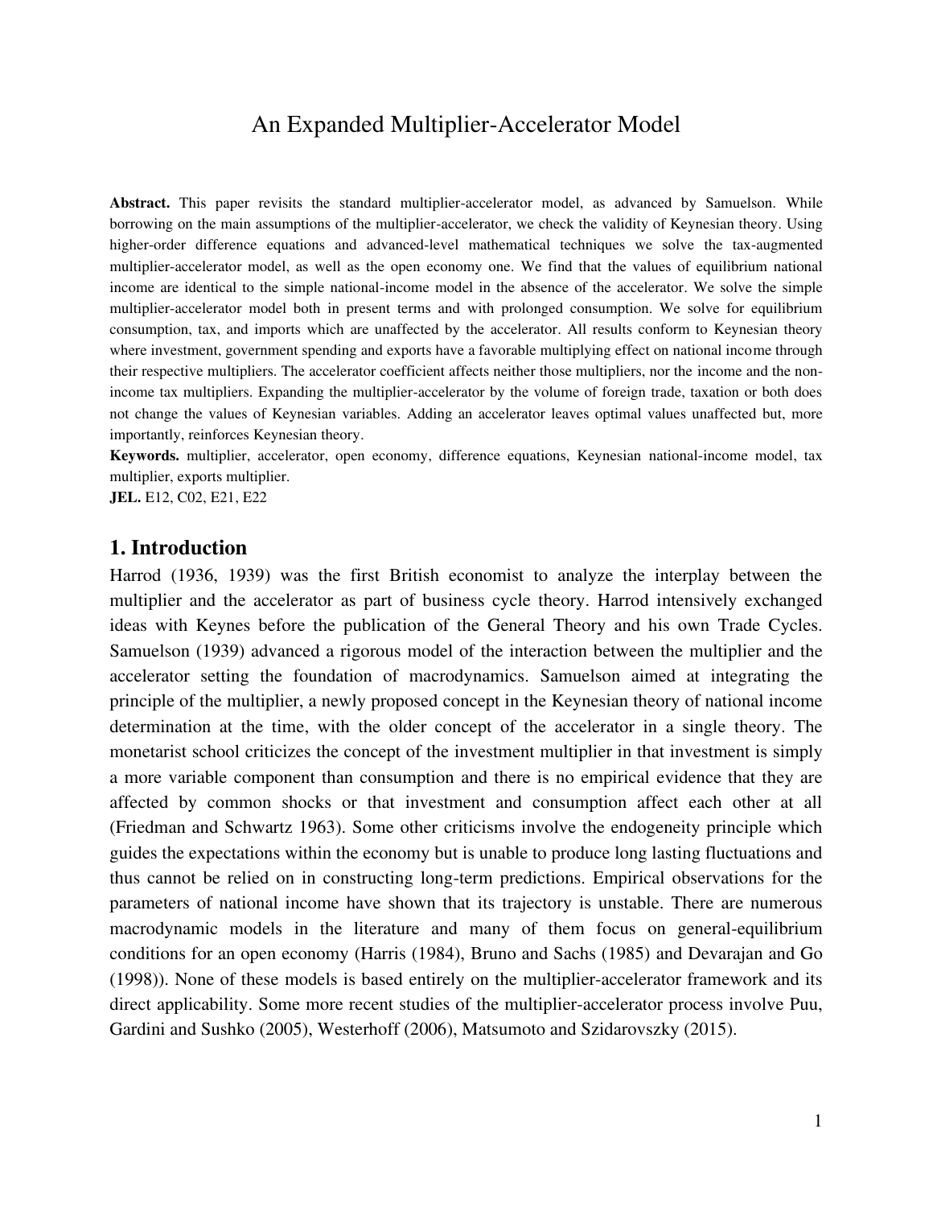# An Expanded Multiplier-Accelerator Model

**Abstract.** This paper revisits the standard multiplier-accelerator model, as advanced by Samuelson. While borrowing on the main assumptions of the multiplier-accelerator, we check the validity of Keynesian theory. Using higher-order difference equations and advanced-level mathematical techniques we solve the tax-augmented multiplier-accelerator model, as well as the open economy one. We find that the values of equilibrium national income are identical to the simple national-income model in the absence of the accelerator. We solve the simple multiplier-accelerator model both in present terms and with prolonged consumption. We solve for equilibrium consumption, tax, and imports which are unaffected by the accelerator. All results conform to Keynesian theory where investment, government spending and exports have a favorable multiplying effect on national income through their respective multipliers. The accelerator coefficient affects neither those multipliers, nor the income and the non-income tax multipliers. Expanding the multiplier-accelerator by the volume of foreign trade, taxation or both does not change the values of Keynesian variables. Adding an accelerator leaves optimal values unaffected but, more importantly, reinforces Keynesian theory.

**Keywords.** multiplier, accelerator, open economy, difference equations, Keynesian national-income model, tax multiplier, exports multiplier.

**JEL.** E12, C02, E21, E22

## 1. Introduction

Harrod (1936, 1939) was the first British economist to analyze the interplay between the multiplier and the accelerator as part of business cycle theory. Harrod intensively exchanged ideas with Keynes before the publication of the General Theory and his own Trade Cycles. Samuelson (1939) advanced a rigorous model of the interaction between the multiplier and the accelerator setting the foundation of macrodynamics. Samuelson aimed at integrating the principle of the multiplier, a newly proposed concept in the Keynesian theory of national income determination at the time, with the older concept of the accelerator in a single theory. The monetarist school criticizes the concept of the investment multiplier in that investment is simply a more variable component than consumption and there is no empirical evidence that they are affected by common shocks or that investment and consumption affect each other at all (Friedman and Schwartz 1963). Some other criticisms involve the endogeneity principle which guides the expectations within the economy but is unable to produce long lasting fluctuations and thus cannot be relied on in constructing long-term predictions. Empirical observations for the parameters of national income have shown that its trajectory is unstable. There are numerous macrodynamic models in the literature and many of them focus on general-equilibrium conditions for an open economy (Harris (1984), Bruno and Sachs (1985) and Devarajan and Go (1998)). None of these models is based entirely on the multiplier-accelerator framework and its direct applicability. Some more recent studies of the multiplier-accelerator process involve Puu, Gardini and Sushko (2005), Westerhoff (2006), Matsumoto and Szidarovszky (2015).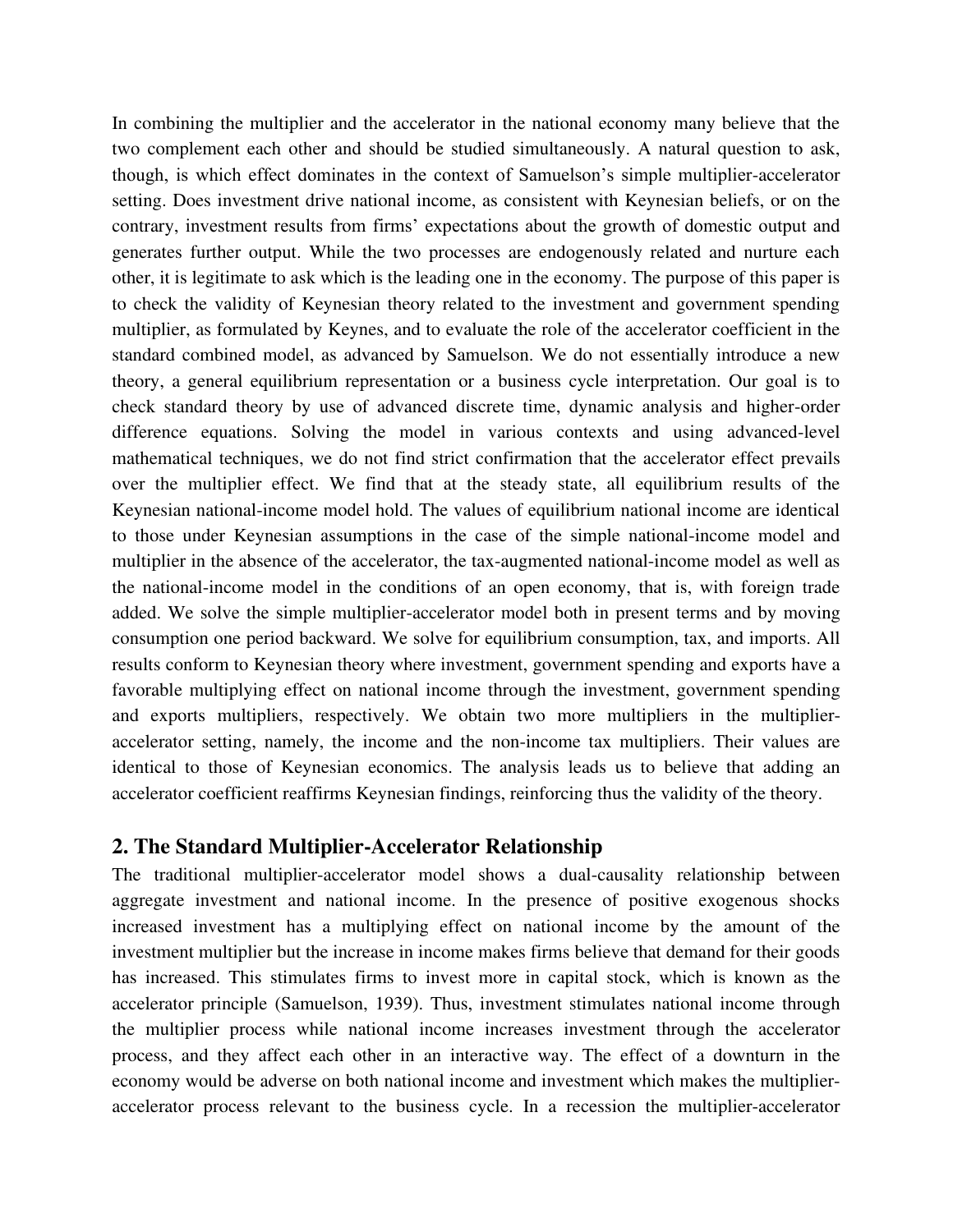In combining the multiplier and the accelerator in the national economy many believe that the two complement each other and should be studied simultaneously. A natural question to ask, though, is which effect dominates in the context of Samuelson's simple multiplier-accelerator setting. Does investment drive national income, as consistent with Keynesian beliefs, or on the contrary, investment results from firms' expectations about the growth of domestic output and generates further output. While the two processes are endogenously related and nurture each other, it is legitimate to ask which is the leading one in the economy. The purpose of this paper is to check the validity of Keynesian theory related to the investment and government spending multiplier, as formulated by Keynes, and to evaluate the role of the accelerator coefficient in the standard combined model, as advanced by Samuelson. We do not essentially introduce a new theory, a general equilibrium representation or a business cycle interpretation. Our goal is to check standard theory by use of advanced discrete time, dynamic analysis and higher-order difference equations. Solving the model in various contexts and using advanced-level mathematical techniques, we do not find strict confirmation that the accelerator effect prevails over the multiplier effect. We find that at the steady state, all equilibrium results of the Keynesian national-income model hold. The values of equilibrium national income are identical to those under Keynesian assumptions in the case of the simple national-income model and multiplier in the absence of the accelerator, the tax-augmented national-income model as well as the national-income model in the conditions of an open economy, that is, with foreign trade added. We solve the simple multiplier-accelerator model both in present terms and by moving consumption one period backward. We solve for equilibrium consumption, tax, and imports. All results conform to Keynesian theory where investment, government spending and exports have a favorable multiplying effect on national income through the investment, government spending and exports multipliers, respectively. We obtain two more multipliers in the multiplier-accelerator setting, namely, the income and the non-income tax multipliers. Their values are identical to those of Keynesian economics. The analysis leads us to believe that adding an accelerator coefficient reaffirms Keynesian findings, reinforcing thus the validity of the theory.

## 2. The Standard Multiplier-Accelerator Relationship

The traditional multiplier-accelerator model shows a dual-causality relationship between aggregate investment and national income. In the presence of positive exogenous shocks increased investment has a multiplying effect on national income by the amount of the investment multiplier but the increase in income makes firms believe that demand for their goods has increased. This stimulates firms to invest more in capital stock, which is known as the accelerator principle (Samuelson, 1939). Thus, investment stimulates national income through the multiplier process while national income increases investment through the accelerator process, and they affect each other in an interactive way. The effect of a downturn in the economy would be adverse on both national income and investment which makes the multiplier-accelerator process relevant to the business cycle. In a recession the multiplier-accelerator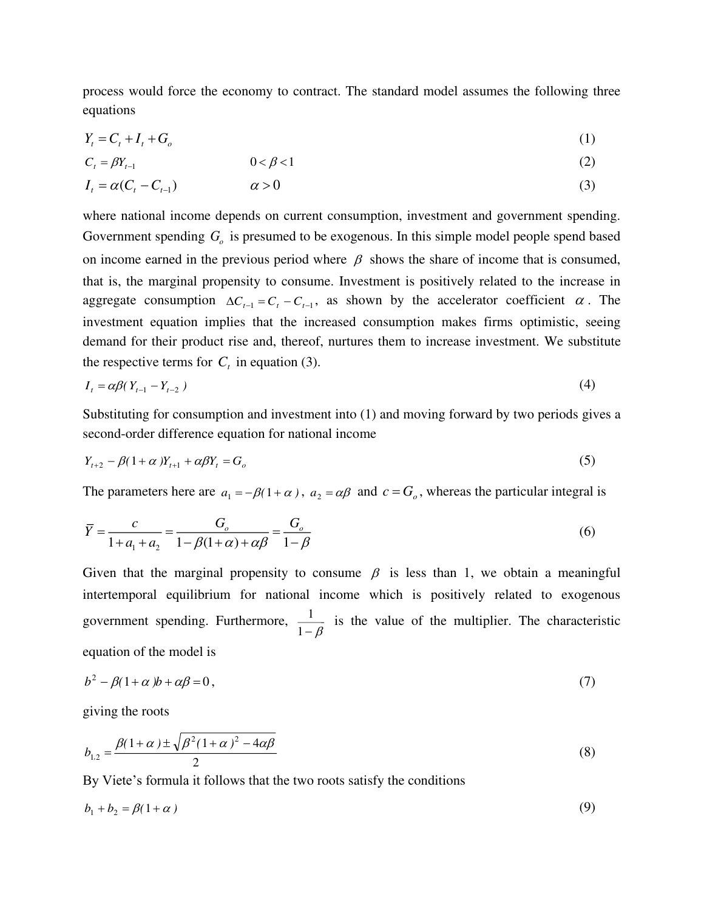process would force the economy to contract. The standard model assumes the following three equations

$$Y_t = C_t + I_t + G_o \tag{1}$$

$$C_t = \beta Y_{t-1} \qquad 0 < \beta < 1 \tag{2}$$

$$I_t = \alpha(C_t - C_{t-1}) \qquad \alpha > 0 \tag{3}$$

where national income depends on current consumption, investment and government spending. Government spending $G_o$ is presumed to be exogenous. In this simple model people spend based on income earned in the previous period where $\beta$ shows the share of income that is consumed, that is, the marginal propensity to consume. Investment is positively related to the increase in aggregate consumption $\Delta C_{t-1} = C_t - C_{t-1}$, as shown by the accelerator coefficient $\alpha$. The investment equation implies that the increased consumption makes firms optimistic, seeing demand for their product rise and, thereof, nurtures them to increase investment. We substitute the respective terms for $C_t$ in equation (3).

$$I_t = \alpha\beta( Y_{t-1} - Y_{t-2} ) \tag{4}$$

Substituting for consumption and investment into (1) and moving forward by two periods gives a second-order difference equation for national income

$$Y_{t+2} - \beta( 1 + \alpha )Y_{t+1} + \alpha\beta Y_t = G_o \tag{5}$$

The parameters here are $a_1 = -\beta( 1 + \alpha )$, $a_2 = \alpha\beta$ and $c = G_o$, whereas the particular integral is

$$\overline{Y} = \frac{c}{1 + a_1 + a_2} = \frac{G_o}{1 - \beta(1+\alpha) + \alpha\beta} = \frac{G_o}{1-\beta} \tag{6}$$

Given that the marginal propensity to consume $\beta$ is less than 1, we obtain a meaningful intertemporal equilibrium for national income which is positively related to exogenous government spending. Furthermore, $\frac{1}{1-\beta}$ is the value of the multiplier. The characteristic equation of the model is

$$b^2 - \beta( 1 + \alpha )b + \alpha\beta = 0\,, \tag{7}$$

giving the roots

$$b_{1,2} = \frac{\beta( 1 + \alpha ) \pm \sqrt{\beta^2 ( 1 + \alpha )^2 - 4\alpha\beta}}{2} \tag{8}$$

By Viete's formula it follows that the two roots satisfy the conditions

$$b_1 + b_2 = \beta( 1 + \alpha ) \tag{9}$$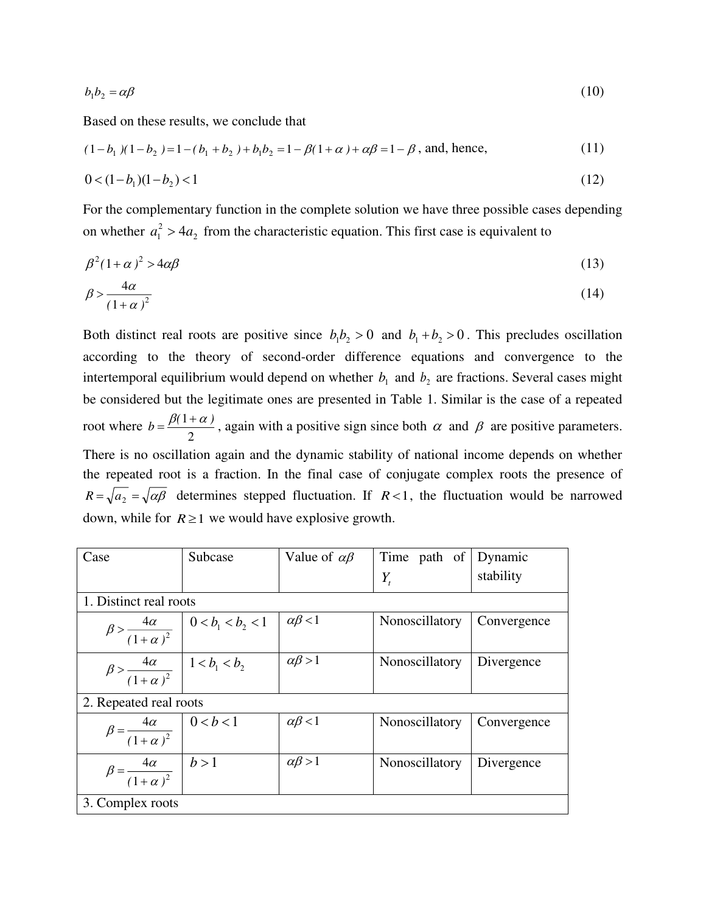$$b_1 b_2 = \alpha\beta \tag{10}$$

Based on these results, we conclude that

$$(1-b_1)(1-b_2) = 1-(b_1+b_2)+b_1b_2 = 1-\beta(1+\alpha)+\alpha\beta = 1-\beta \text{, and, hence,} \tag{11}$$

$$0 < (1-b_1)(1-b_2) < 1 \tag{12}$$

For the complementary function in the complete solution we have three possible cases depending on whether $a_1^2 > 4a_2$ from the characteristic equation. This first case is equivalent to

$$\beta^2(1+\alpha)^2 > 4\alpha\beta \tag{13}$$

$$\beta > \frac{4\alpha}{(1+\alpha)^2} \tag{14}$$

Both distinct real roots are positive since $b_1 b_2 > 0$ and $b_1 + b_2 > 0$. This precludes oscillation according to the theory of second-order difference equations and convergence to the intertemporal equilibrium would depend on whether $b_1$ and $b_2$ are fractions. Several cases might be considered but the legitimate ones are presented in Table 1. Similar is the case of a repeated root where $b = \frac{\beta(1+\alpha)}{2}$, again with a positive sign since both $\alpha$ and $\beta$ are positive parameters. There is no oscillation again and the dynamic stability of national income depends on whether the repeated root is a fraction. In the final case of conjugate complex roots the presence of $R = \sqrt{a_2} = \sqrt{\alpha\beta}$ determines stepped fluctuation. If $R < 1$, the fluctuation would be narrowed down, while for $R \geq 1$ we would have explosive growth.

| Case | Subcase | Value of $\alpha\beta$ | Time path of $Y_t$ | Dynamic stability |
|---|---|---|---|---|
| 1. Distinct real roots | | | | |
| $\beta > \frac{4\alpha}{(1+\alpha)^2}$ | $0 < b_1 < b_2 < 1$ | $\alpha\beta < 1$ | Nonoscillatory | Convergence |
| $\beta > \frac{4\alpha}{(1+\alpha)^2}$ | $1 < b_1 < b_2$ | $\alpha\beta > 1$ | Nonoscillatory | Divergence |
| 2. Repeated real roots | | | | |
| $\beta = \frac{4\alpha}{(1+\alpha)^2}$ | $0 < b < 1$ | $\alpha\beta < 1$ | Nonoscillatory | Convergence |
| $\beta = \frac{4\alpha}{(1+\alpha)^2}$ | $b > 1$ | $\alpha\beta > 1$ | Nonoscillatory | Divergence |
| 3. Complex roots | | | | |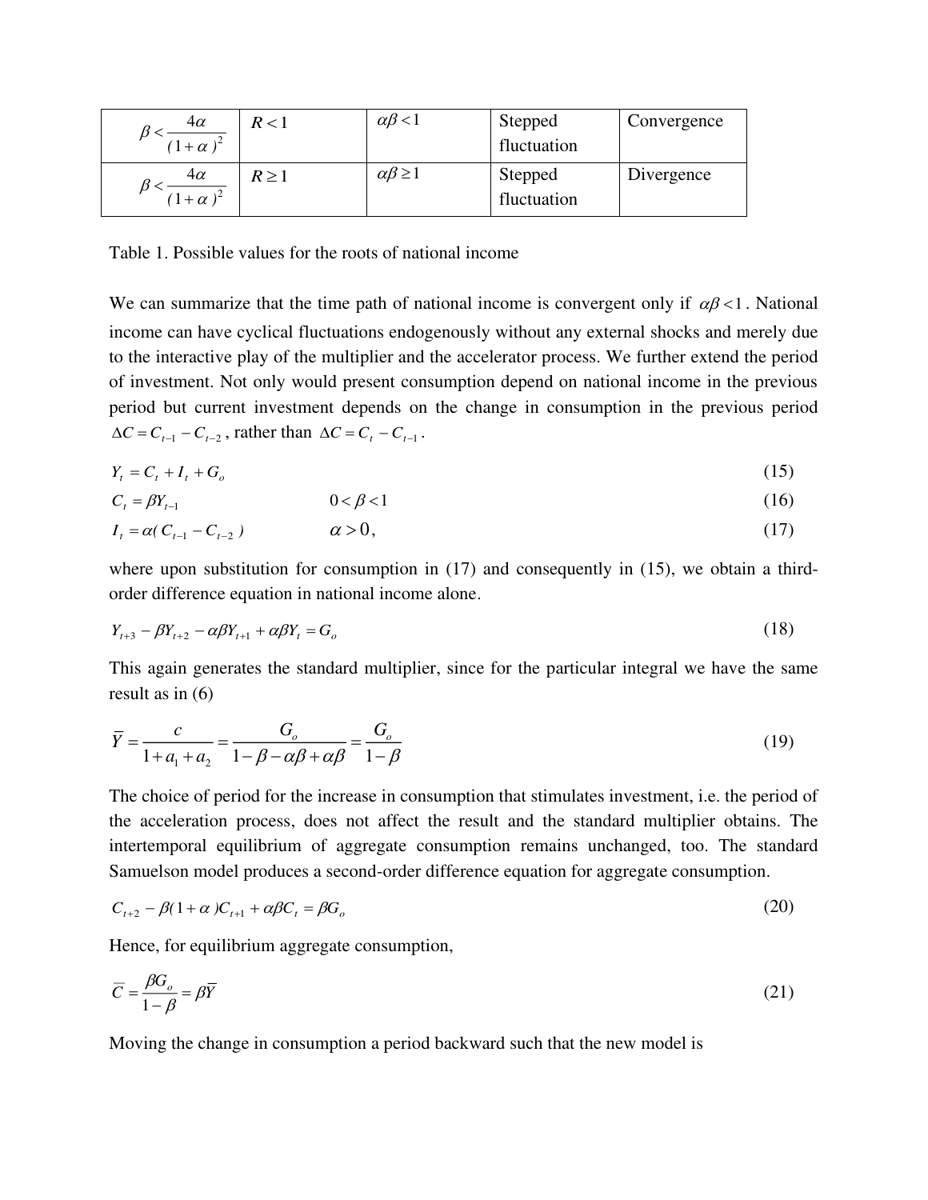| $\beta < \frac{4\alpha}{(1+\alpha)^2}$ | $R < 1$ | $\alpha\beta < 1$ | Stepped fluctuation | Convergence |
|---|---|---|---|---|
| $\beta < \frac{4\alpha}{(1+\alpha)^2}$ | $R \geq 1$ | $\alpha\beta \geq 1$ | Stepped fluctuation | Divergence |

Table 1. Possible values for the roots of national income

We can summarize that the time path of national income is convergent only if $\alpha\beta < 1$. National income can have cyclical fluctuations endogenously without any external shocks and merely due to the interactive play of the multiplier and the accelerator process. We further extend the period of investment. Not only would present consumption depend on national income in the previous period but current investment depends on the change in consumption in the previous period $\Delta C = C_{t-1} - C_{t-2}$, rather than $\Delta C = C_t - C_{t-1}$.

$$Y_t = C_t + I_t + G_o \tag{15}$$

$$C_t = \beta Y_{t-1} \qquad 0 < \beta < 1 \tag{16}$$

$$I_t = \alpha(C_{t-1} - C_{t-2}) \qquad \alpha > 0, \tag{17}$$

where upon substitution for consumption in (17) and consequently in (15), we obtain a third-order difference equation in national income alone.

$$Y_{t+3} - \beta Y_{t+2} - \alpha\beta Y_{t+1} + \alpha\beta Y_t = G_o \tag{18}$$

This again generates the standard multiplier, since for the particular integral we have the same result as in (6)

$$\overline{Y} = \frac{c}{1 + a_1 + a_2} = \frac{G_o}{1 - \beta - \alpha\beta + \alpha\beta} = \frac{G_o}{1 - \beta} \tag{19}$$

The choice of period for the increase in consumption that stimulates investment, i.e. the period of the acceleration process, does not affect the result and the standard multiplier obtains. The intertemporal equilibrium of aggregate consumption remains unchanged, too. The standard Samuelson model produces a second-order difference equation for aggregate consumption.

$$C_{t+2} - \beta(1+\alpha)C_{t+1} + \alpha\beta C_t = \beta G_o \tag{20}$$

Hence, for equilibrium aggregate consumption,

$$\overline{C} = \frac{\beta G_o}{1 - \beta} = \beta\overline{Y} \tag{21}$$

Moving the change in consumption a period backward such that the new model is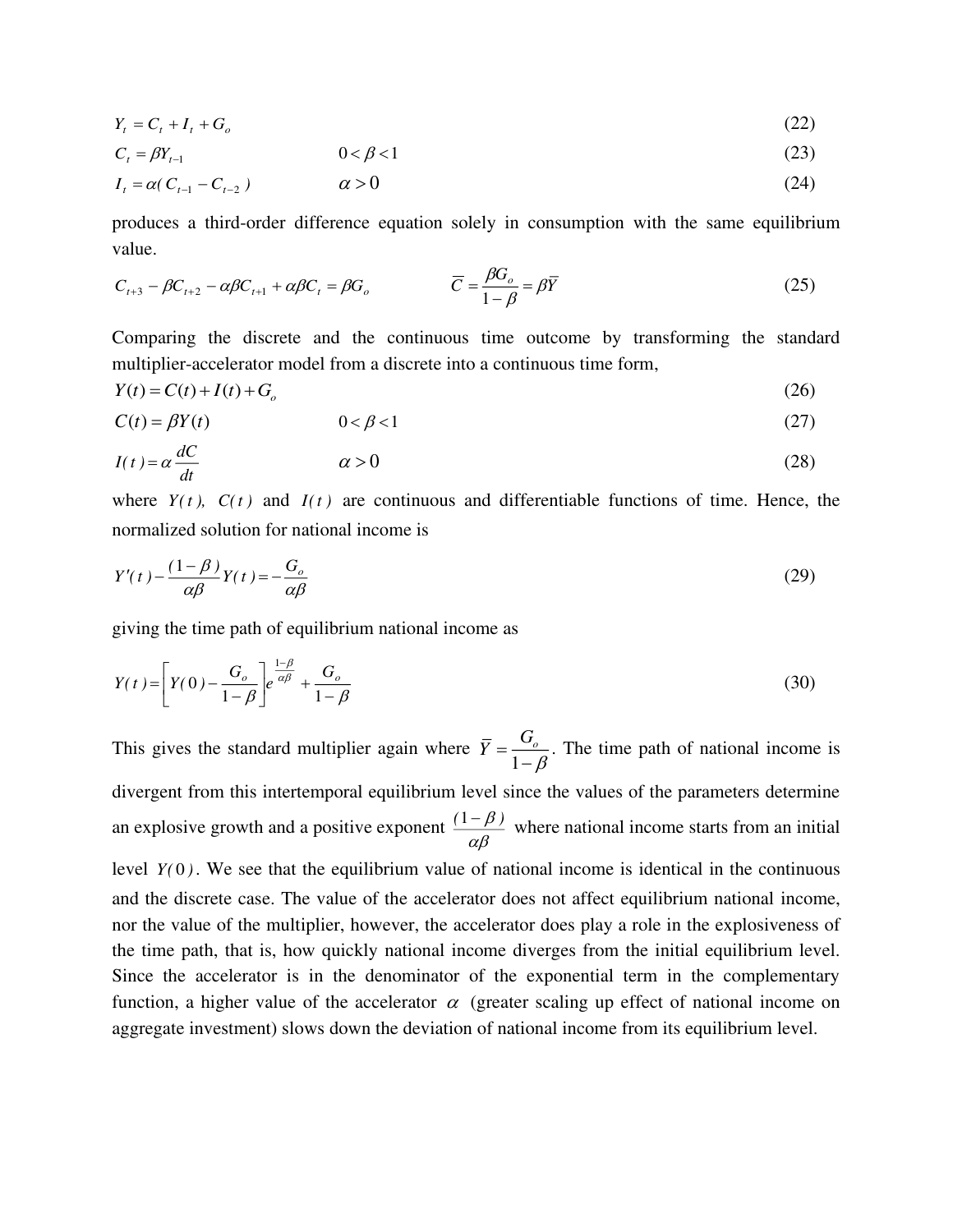$$Y_t = C_t + I_t + G_o \tag{22}$$

$$C_t = \beta Y_{t-1} \qquad 0 < \beta < 1 \tag{23}$$

$$I_t = \alpha( C_{t-1} - C_{t-2} ) \qquad \alpha > 0 \tag{24}$$

produces a third-order difference equation solely in consumption with the same equilibrium value.

$$C_{t+3} - \beta C_{t+2} - \alpha\beta C_{t+1} + \alpha\beta C_t = \beta G_o \qquad \overline{C} = \frac{\beta G_o}{1-\beta} = \beta\overline{Y} \tag{25}$$

Comparing the discrete and the continuous time outcome by transforming the standard multiplier-accelerator model from a discrete into a continuous time form,

$$Y(t) = C(t) + I(t) + G_o \tag{26}$$

$$C(t) = \beta Y(t) \qquad 0 < \beta < 1 \tag{27}$$

$$I(t) = \alpha \frac{dC}{dt} \qquad \alpha > 0 \tag{28}$$

where $Y(t)$, $C(t)$ and $I(t)$ are continuous and differentiable functions of time. Hence, the normalized solution for national income is

$$Y'(t) - \frac{(1-\beta)}{\alpha\beta} Y(t) = -\frac{G_o}{\alpha\beta} \tag{29}$$

giving the time path of equilibrium national income as

$$Y(t) = \left[ Y(0) - \frac{G_o}{1-\beta} \right] e^{\frac{1-\beta}{\alpha\beta}} + \frac{G_o}{1-\beta} \tag{30}$$

This gives the standard multiplier again where $\overline{Y} = \frac{G_o}{1-\beta}$. The time path of national income is divergent from this intertemporal equilibrium level since the values of the parameters determine an explosive growth and a positive exponent $\frac{(1-\beta)}{\alpha\beta}$ where national income starts from an initial level $Y(0)$. We see that the equilibrium value of national income is identical in the continuous and the discrete case. The value of the accelerator does not affect equilibrium national income, nor the value of the multiplier, however, the accelerator does play a role in the explosiveness of the time path, that is, how quickly national income diverges from the initial equilibrium level. Since the accelerator is in the denominator of the exponential term in the complementary function, a higher value of the accelerator $\alpha$ (greater scaling up effect of national income on aggregate investment) slows down the deviation of national income from its equilibrium level.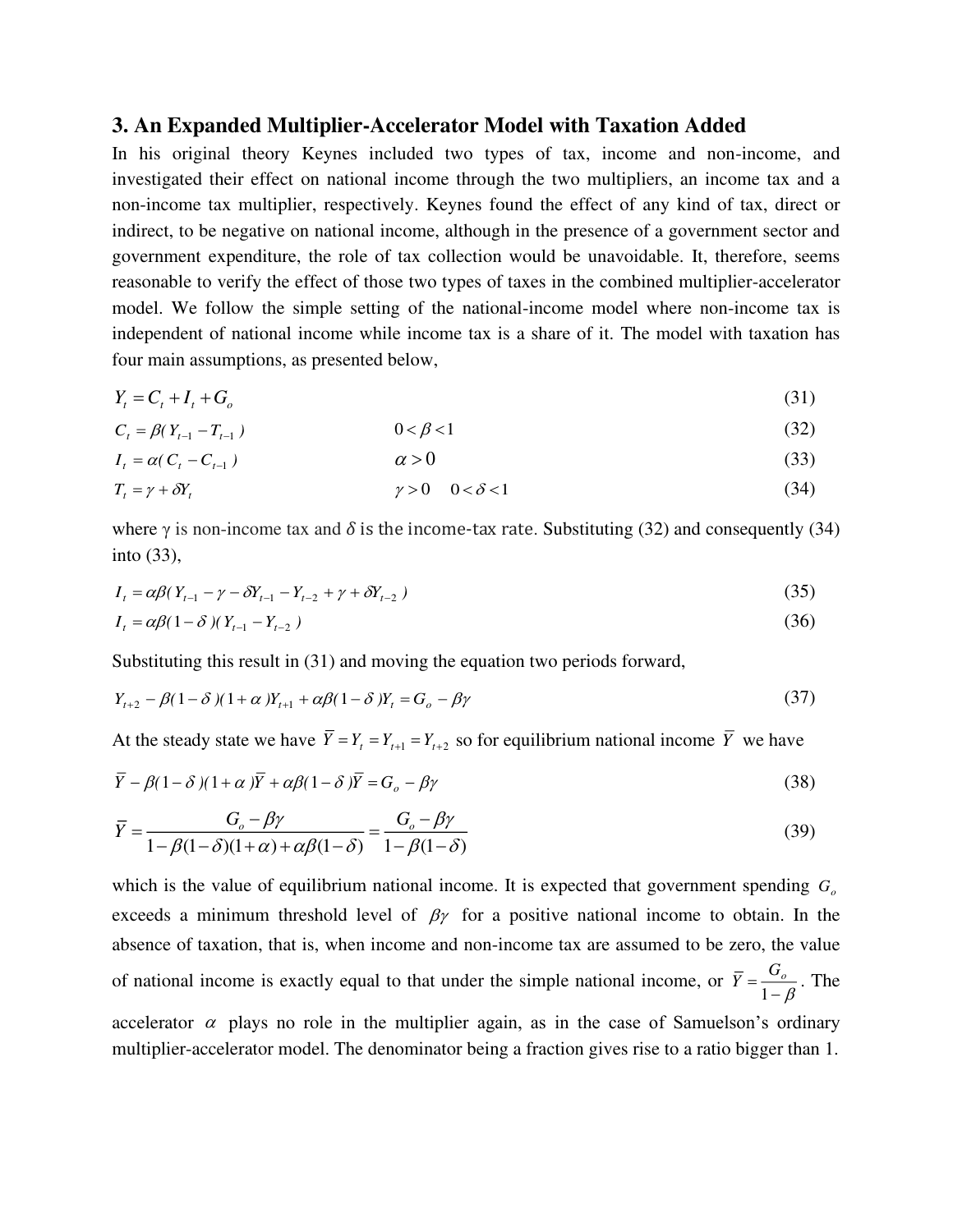## 3. An Expanded Multiplier-Accelerator Model with Taxation Added

In his original theory Keynes included two types of tax, income and non-income, and investigated their effect on national income through the two multipliers, an income tax and a non-income tax multiplier, respectively. Keynes found the effect of any kind of tax, direct or indirect, to be negative on national income, although in the presence of a government sector and government expenditure, the role of tax collection would be unavoidable. It, therefore, seems reasonable to verify the effect of those two types of taxes in the combined multiplier-accelerator model. We follow the simple setting of the national-income model where non-income tax is independent of national income while income tax is a share of it. The model with taxation has four main assumptions, as presented below,

$$Y_t = C_t + I_t + G_o \tag{31}$$

$$C_t = \beta(Y_{t-1} - T_{t-1}) \qquad 0 < \beta < 1 \tag{32}$$

$$I_t = \alpha(C_t - C_{t-1}) \qquad \alpha > 0 \tag{33}$$

$$T_t = \gamma + \delta Y_t \qquad \gamma > 0 \quad 0 < \delta < 1 \tag{34}$$

where $\gamma$ is non-income tax and $\delta$ is the income-tax rate. Substituting (32) and consequently (34) into (33),

$$I_t = \alpha\beta(Y_{t-1} - \gamma - \delta Y_{t-1} - Y_{t-2} + \gamma + \delta Y_{t-2}) \tag{35}$$

$$I_t = \alpha\beta(1-\delta)(Y_{t-1} - Y_{t-2}) \tag{36}$$

Substituting this result in (31) and moving the equation two periods forward,

$$Y_{t+2} - \beta(1-\delta)(1+\alpha)Y_{t+1} + \alpha\beta(1-\delta)Y_t = G_o - \beta\gamma \tag{37}$$

At the steady state we have $\overline{Y} = Y_t = Y_{t+1} = Y_{t+2}$ so for equilibrium national income $\overline{Y}$ we have

$$\overline{Y} - \beta(1-\delta)(1+\alpha)\overline{Y} + \alpha\beta(1-\delta)\overline{Y} = G_o - \beta\gamma \tag{38}$$

$$\overline{Y} = \frac{G_o - \beta\gamma}{1 - \beta(1-\delta)(1+\alpha) + \alpha\beta(1-\delta)} = \frac{G_o - \beta\gamma}{1 - \beta(1-\delta)} \tag{39}$$

which is the value of equilibrium national income. It is expected that government spending $G_o$ exceeds a minimum threshold level of $\beta\gamma$ for a positive national income to obtain. In the absence of taxation, that is, when income and non-income tax are assumed to be zero, the value of national income is exactly equal to that under the simple national income, or $\overline{Y} = \frac{G_o}{1-\beta}$. The accelerator $\alpha$ plays no role in the multiplier again, as in the case of Samuelson's ordinary multiplier-accelerator model. The denominator being a fraction gives rise to a ratio bigger than 1.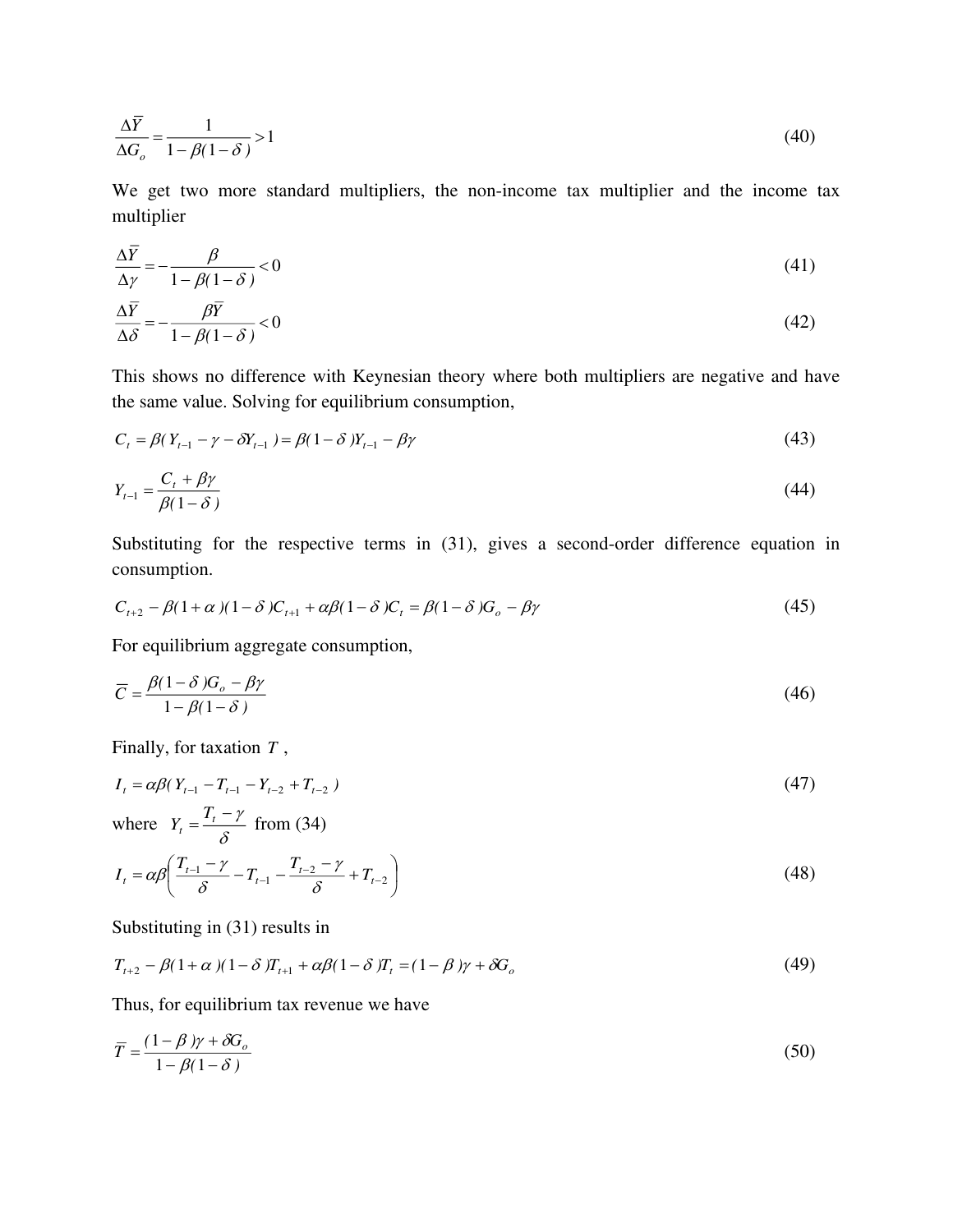$$\frac{\Delta \bar{Y}}{\Delta G_o} = \frac{1}{1-\beta(1-\delta)} > 1 \tag{40}$$

We get two more standard multipliers, the non-income tax multiplier and the income tax multiplier

$$\frac{\Delta \bar{Y}}{\Delta \gamma} = -\frac{\beta}{1-\beta(1-\delta)} < 0 \tag{41}$$

$$\frac{\Delta \bar{Y}}{\Delta \delta} = -\frac{\beta \bar{Y}}{1-\beta(1-\delta)} < 0 \tag{42}$$

This shows no difference with Keynesian theory where both multipliers are negative and have the same value. Solving for equilibrium consumption,

$$C_t = \beta( Y_{t-1} - \gamma - \delta Y_{t-1} ) = \beta(1-\delta)Y_{t-1} - \beta\gamma \tag{43}$$

$$Y_{t-1} = \frac{C_t + \beta\gamma}{\beta(1-\delta)} \tag{44}$$

Substituting for the respective terms in (31), gives a second-order difference equation in consumption.

$$C_{t+2} - \beta(1+\alpha)(1-\delta)C_{t+1} + \alpha\beta(1-\delta)C_t = \beta(1-\delta)G_o - \beta\gamma \tag{45}$$

For equilibrium aggregate consumption,

$$\bar{C} = \frac{\beta(1-\delta)G_o - \beta\gamma}{1-\beta(1-\delta)} \tag{46}$$

Finally, for taxation $T$ ,

$$I_t = \alpha\beta( Y_{t-1} - T_{t-1} - Y_{t-2} + T_{t-2} ) \tag{47}$$

where $Y_t = \frac{T_t - \gamma}{\delta}$ from (34)

$$I_t = \alpha\beta\left( \frac{T_{t-1} - \gamma}{\delta} - T_{t-1} - \frac{T_{t-2} - \gamma}{\delta} + T_{t-2} \right) \tag{48}$$

Substituting in (31) results in

$$T_{t+2} - \beta(1+\alpha)(1-\delta)T_{t+1} + \alpha\beta(1-\delta)T_t = (1-\beta)\gamma + \delta G_o \tag{49}$$

Thus, for equilibrium tax revenue we have

$$\bar{T} = \frac{(1-\beta)\gamma + \delta G_o}{1-\beta(1-\delta)} \tag{50}$$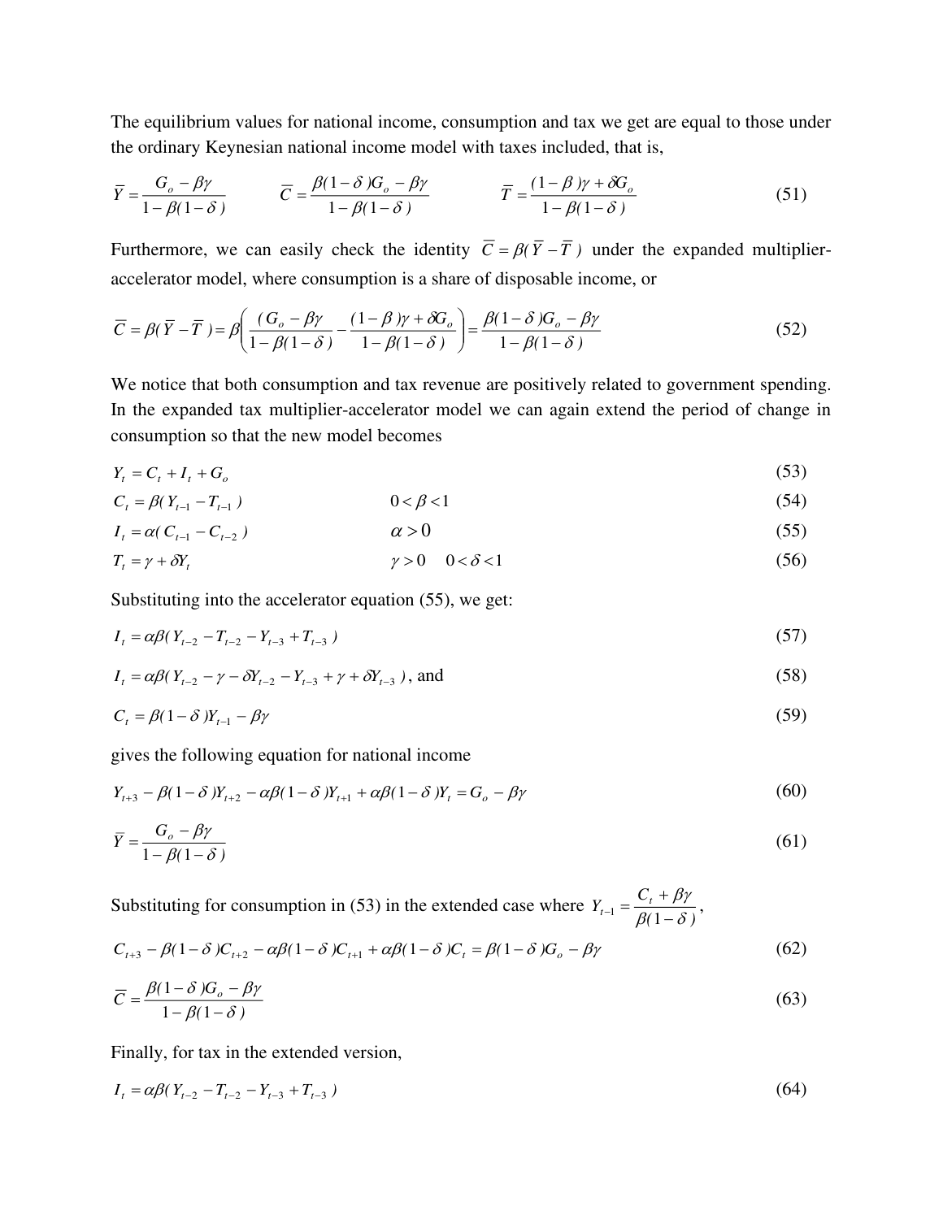The equilibrium values for national income, consumption and tax we get are equal to those under the ordinary Keynesian national income model with taxes included, that is,

$$\overline{Y} = \frac{G_o - \beta\gamma}{1-\beta(1-\delta)} \qquad \overline{C} = \frac{\beta(1-\delta)G_o - \beta\gamma}{1-\beta(1-\delta)} \qquad \overline{T} = \frac{(1-\beta)\gamma + \delta G_o}{1-\beta(1-\delta)} \tag{51}$$

Furthermore, we can easily check the identity $\overline{C} = \beta(\overline{Y} - \overline{T})$ under the expanded multiplier-accelerator model, where consumption is a share of disposable income, or

$$\overline{C} = \beta(\overline{Y} - \overline{T}) = \beta\left(\frac{(G_o - \beta\gamma}{1-\beta(1-\delta)} - \frac{(1-\beta)\gamma + \delta G_o}{1-\beta(1-\delta)}\right) = \frac{\beta(1-\delta)G_o - \beta\gamma}{1-\beta(1-\delta)} \tag{52}$$

We notice that both consumption and tax revenue are positively related to government spending. In the expanded tax multiplier-accelerator model we can again extend the period of change in consumption so that the new model becomes

$$Y_t = C_t + I_t + G_o \tag{53}$$

$$C_t = \beta(Y_{t-1} - T_{t-1}) \qquad 0 < \beta < 1 \tag{54}$$

$$I_t = \alpha(C_{t-1} - C_{t-2}) \qquad \alpha > 0 \tag{55}$$

$$T_t = \gamma + \delta Y_t \qquad \gamma > 0 \quad 0 < \delta < 1 \tag{56}$$

Substituting into the accelerator equation (55), we get:

$$I_t = \alpha\beta(Y_{t-2} - T_{t-2} - Y_{t-3} + T_{t-3}) \tag{57}$$

$$I_t = \alpha\beta(Y_{t-2} - \gamma - \delta Y_{t-2} - Y_{t-3} + \gamma + \delta Y_{t-3}), \text{ and} \tag{58}$$

$$C_t = \beta(1-\delta)Y_{t-1} - \beta\gamma \tag{59}$$

gives the following equation for national income

$$Y_{t+3} - \beta(1-\delta)Y_{t+2} - \alpha\beta(1-\delta)Y_{t+1} + \alpha\beta(1-\delta)Y_t = G_o - \beta\gamma \tag{60}$$

$$\overline{Y} = \frac{G_o - \beta\gamma}{1-\beta(1-\delta)} \tag{61}$$

Substituting for consumption in (53) in the extended case where $Y_{t-1} = \dfrac{C_t + \beta\gamma}{\beta(1-\delta)}$,

$$C_{t+3} - \beta(1-\delta)C_{t+2} - \alpha\beta(1-\delta)C_{t+1} + \alpha\beta(1-\delta)C_t = \beta(1-\delta)G_o - \beta\gamma \tag{62}$$

$$\overline{C} = \frac{\beta(1-\delta)G_o - \beta\gamma}{1-\beta(1-\delta)} \tag{63}$$

Finally, for tax in the extended version,

$$I_t = \alpha\beta(Y_{t-2} - T_{t-2} - Y_{t-3} + T_{t-3}) \tag{64}$$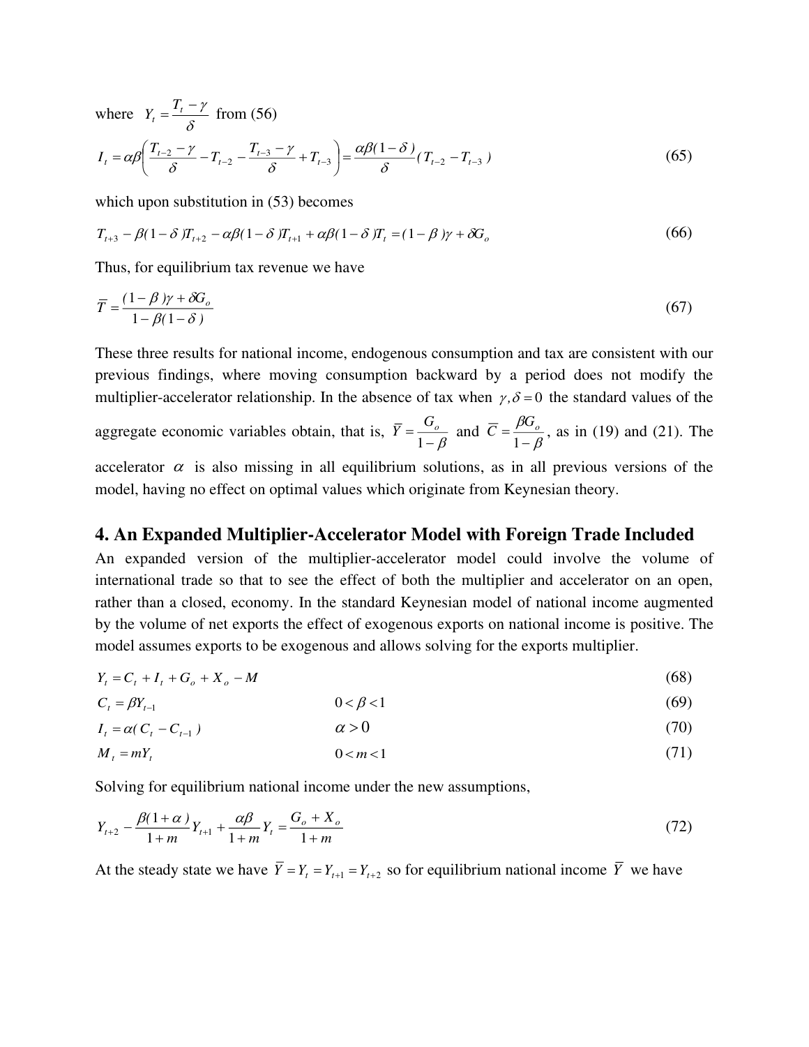where $Y_t = \dfrac{T_t - \gamma}{\delta}$ from (56)

$$I_t = \alpha\beta\left(\frac{T_{t-2} - \gamma}{\delta} - T_{t-2} - \frac{T_{t-3} - \gamma}{\delta} + T_{t-3}\right) = \frac{\alpha\beta(1-\delta)}{\delta}(T_{t-2} - T_{t-3}) \tag{65}$$

which upon substitution in (53) becomes

$$T_{t+3} - \beta(1-\delta)T_{t+2} - \alpha\beta(1-\delta)T_{t+1} + \alpha\beta(1-\delta)T_t = (1-\beta)\gamma + \delta G_o \tag{66}$$

Thus, for equilibrium tax revenue we have

$$\overline{T} = \frac{(1-\beta)\gamma + \delta G_o}{1 - \beta(1-\delta)} \tag{67}$$

These three results for national income, endogenous consumption and tax are consistent with our previous findings, where moving consumption backward by a period does not modify the multiplier-accelerator relationship. In the absence of tax when $\gamma, \delta = 0$ the standard values of the aggregate economic variables obtain, that is, $\overline{Y} = \dfrac{G_o}{1-\beta}$ and $\overline{C} = \dfrac{\beta G_o}{1-\beta}$, as in (19) and (21). The accelerator $\alpha$ is also missing in all equilibrium solutions, as in all previous versions of the model, having no effect on optimal values which originate from Keynesian theory.

## 4. An Expanded Multiplier-Accelerator Model with Foreign Trade Included

An expanded version of the multiplier-accelerator model could involve the volume of international trade so that to see the effect of both the multiplier and accelerator on an open, rather than a closed, economy. In the standard Keynesian model of national income augmented by the volume of net exports the effect of exogenous exports on national income is positive. The model assumes exports to be exogenous and allows solving for the exports multiplier.

$$Y_t = C_t + I_t + G_o + X_o - M \tag{68}$$

$$C_t = \beta Y_{t-1} \qquad 0 < \beta < 1 \tag{69}$$

$$I_t = \alpha(C_t - C_{t-1}) \qquad \alpha > 0 \tag{70}$$

$$M_t = mY_t \qquad 0 < m < 1 \tag{71}$$

Solving for equilibrium national income under the new assumptions,

$$Y_{t+2} - \frac{\beta(1+\alpha)}{1+m}Y_{t+1} + \frac{\alpha\beta}{1+m}Y_t = \frac{G_o + X_o}{1+m} \tag{72}$$

At the steady state we have $\overline{Y} = Y_t = Y_{t+1} = Y_{t+2}$ so for equilibrium national income $\overline{Y}$ we have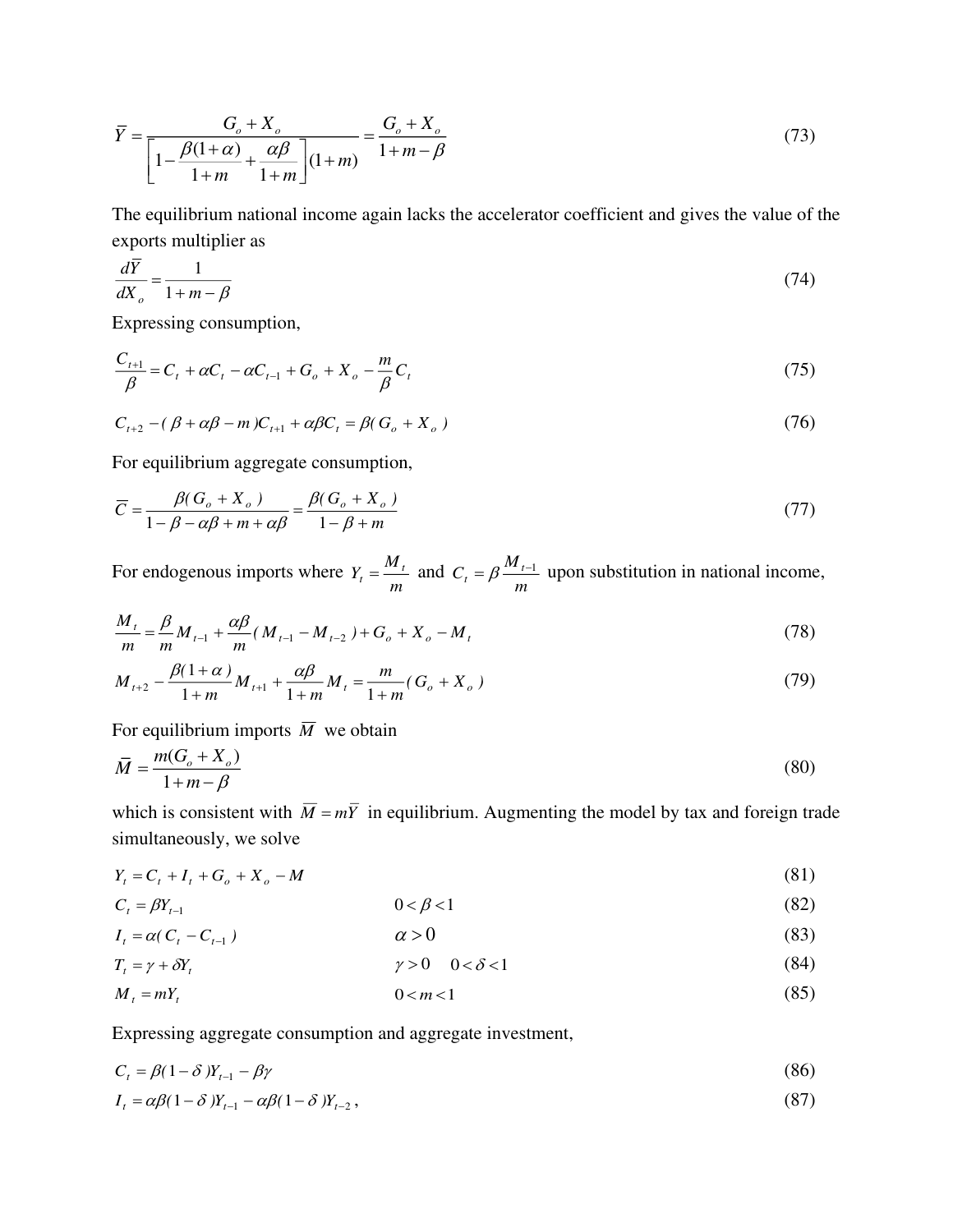$$\bar{Y} = \frac{G_o + X_o}{\left[1 - \frac{\beta(1+\alpha)}{1+m} + \frac{\alpha\beta}{1+m}\right](1+m)} = \frac{G_o + X_o}{1+m-\beta} \tag{73}$$

The equilibrium national income again lacks the accelerator coefficient and gives the value of the exports multiplier as

$$\frac{d\bar{Y}}{dX_o} = \frac{1}{1+m-\beta} \tag{74}$$

Expressing consumption,

$$\frac{C_{t+1}}{\beta} = C_t + \alpha C_t - \alpha C_{t-1} + G_o + X_o - \frac{m}{\beta}C_t \tag{75}$$

$$C_{t+2} - (\beta + \alpha\beta - m)C_{t+1} + \alpha\beta C_t = \beta(G_o + X_o) \tag{76}$$

For equilibrium aggregate consumption,

$$\bar{C} = \frac{\beta(G_o + X_o)}{1 - \beta - \alpha\beta + m + \alpha\beta} = \frac{\beta(G_o + X_o)}{1 - \beta + m} \tag{77}$$

For endogenous imports where $Y_t = \frac{M_t}{m}$ and $C_t = \beta\frac{M_{t-1}}{m}$ upon substitution in national income,

$$\frac{M_t}{m} = \frac{\beta}{m}M_{t-1} + \frac{\alpha\beta}{m}(M_{t-1} - M_{t-2}) + G_o + X_o - M_t \tag{78}$$

$$M_{t+2} - \frac{\beta(1+\alpha)}{1+m}M_{t+1} + \frac{\alpha\beta}{1+m}M_t = \frac{m}{1+m}(G_o + X_o) \tag{79}$$

For equilibrium imports $\bar{M}$ we obtain

$$\bar{M} = \frac{m(G_o + X_o)}{1+m-\beta} \tag{80}$$

which is consistent with $\bar{M} = m\bar{Y}$ in equilibrium. Augmenting the model by tax and foreign trade simultaneously, we solve

$$Y_t = C_t + I_t + G_o + X_o - M \tag{81}$$

$$C_t = \beta Y_{t-1} \qquad 0 < \beta < 1 \tag{82}$$

$$I_t = \alpha(C_t - C_{t-1}) \qquad \alpha > 0 \tag{83}$$

$$T_t = \gamma + \delta Y_t \qquad \gamma > 0 \quad 0 < \delta < 1 \tag{84}$$

$$M_t = mY_t \qquad 0 < m < 1 \tag{85}$$

Expressing aggregate consumption and aggregate investment,

$$C_t = \beta(1-\delta)Y_{t-1} - \beta\gamma \tag{86}$$

$$I_t = \alpha\beta(1-\delta)Y_{t-1} - \alpha\beta(1-\delta)Y_{t-2}\,, \tag{87}$$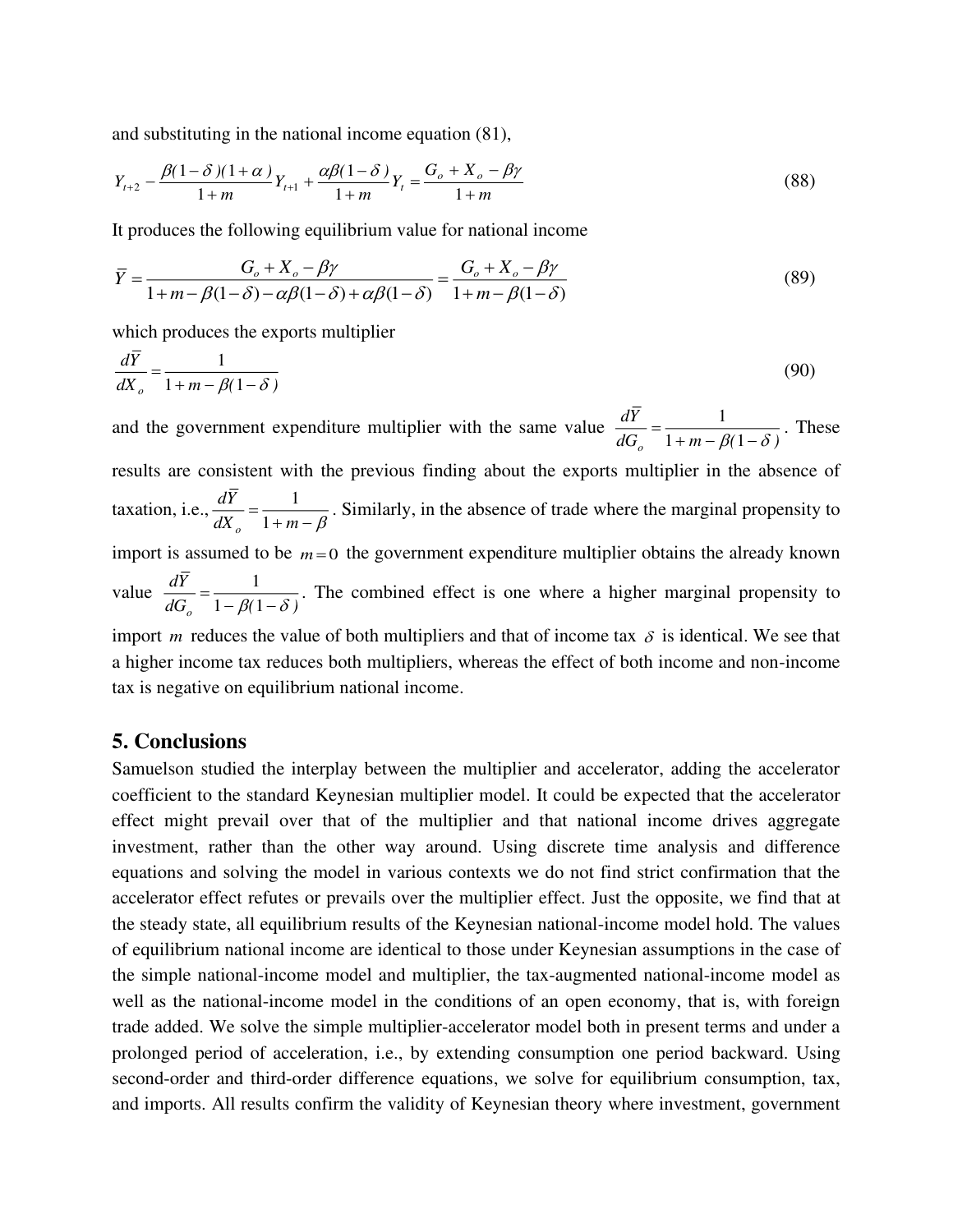and substituting in the national income equation (81),

$$Y_{t+2} - \frac{\beta(1-\delta)(1+\alpha)}{1+m} Y_{t+1} + \frac{\alpha\beta(1-\delta)}{1+m} Y_t = \frac{G_o + X_o - \beta\gamma}{1+m} \tag{88}$$

It produces the following equilibrium value for national income

$$\overline{Y} = \frac{G_o + X_o - \beta\gamma}{1+m-\beta(1-\delta)-\alpha\beta(1-\delta)+\alpha\beta(1-\delta)} = \frac{G_o + X_o - \beta\gamma}{1+m-\beta(1-\delta)} \tag{89}$$

which produces the exports multiplier

$$\frac{d\overline{Y}}{dX_o} = \frac{1}{1+m-\beta(1-\delta)} \tag{90}$$

and the government expenditure multiplier with the same value $\frac{d\overline{Y}}{dG_o} = \frac{1}{1+m-\beta(1-\delta)}$. These results are consistent with the previous finding about the exports multiplier in the absence of taxation, i.e., $\frac{d\overline{Y}}{dX_o} = \frac{1}{1+m-\beta}$. Similarly, in the absence of trade where the marginal propensity to import is assumed to be $m = 0$ the government expenditure multiplier obtains the already known value $\frac{d\overline{Y}}{dG_o} = \frac{1}{1-\beta(1-\delta)}$. The combined effect is one where a higher marginal propensity to import $m$ reduces the value of both multipliers and that of income tax $\delta$ is identical. We see that a higher income tax reduces both multipliers, whereas the effect of both income and non-income tax is negative on equilibrium national income.

## 5. Conclusions

Samuelson studied the interplay between the multiplier and accelerator, adding the accelerator coefficient to the standard Keynesian multiplier model. It could be expected that the accelerator effect might prevail over that of the multiplier and that national income drives aggregate investment, rather than the other way around. Using discrete time analysis and difference equations and solving the model in various contexts we do not find strict confirmation that the accelerator effect refutes or prevails over the multiplier effect. Just the opposite, we find that at the steady state, all equilibrium results of the Keynesian national-income model hold. The values of equilibrium national income are identical to those under Keynesian assumptions in the case of the simple national-income model and multiplier, the tax-augmented national-income model as well as the national-income model in the conditions of an open economy, that is, with foreign trade added. We solve the simple multiplier-accelerator model both in present terms and under a prolonged period of acceleration, i.e., by extending consumption one period backward. Using second-order and third-order difference equations, we solve for equilibrium consumption, tax, and imports. All results confirm the validity of Keynesian theory where investment, government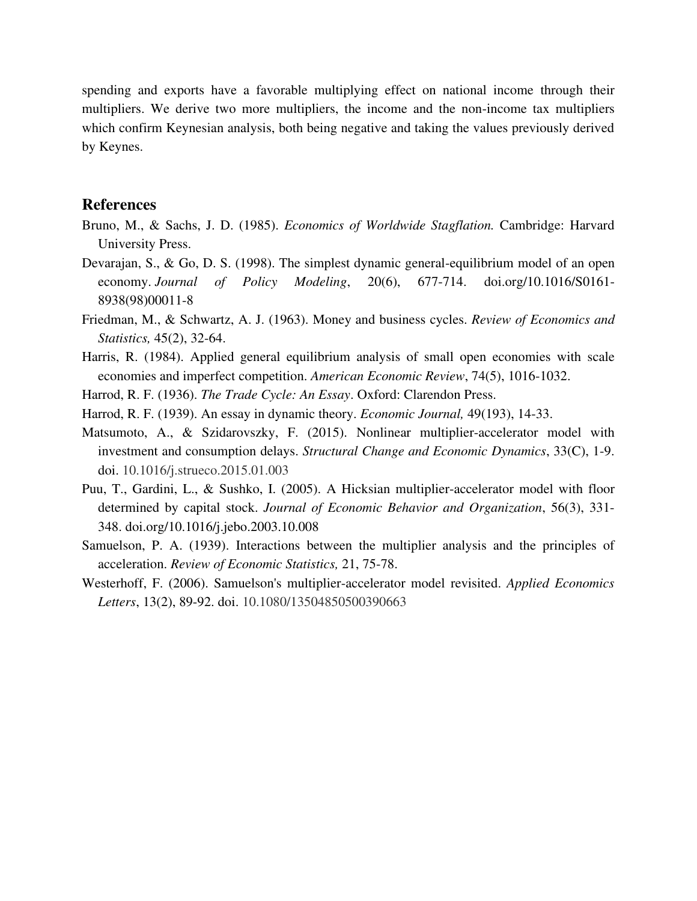spending and exports have a favorable multiplying effect on national income through their multipliers. We derive two more multipliers, the income and the non-income tax multipliers which confirm Keynesian analysis, both being negative and taking the values previously derived by Keynes.

## References

Bruno, M., & Sachs, J. D. (1985). *Economics of Worldwide Stagflation.* Cambridge: Harvard University Press.

Devarajan, S., & Go, D. S. (1998). The simplest dynamic general-equilibrium model of an open economy. *Journal of Policy Modeling*, 20(6), 677-714. doi.org/10.1016/S0161-8938(98)00011-8

Friedman, M., & Schwartz, A. J. (1963). Money and business cycles. *Review of Economics and Statistics,* 45(2), 32-64.

Harris, R. (1984). Applied general equilibrium analysis of small open economies with scale economies and imperfect competition. *American Economic Review*, 74(5), 1016-1032.

Harrod, R. F. (1936). *The Trade Cycle: An Essay*. Oxford: Clarendon Press.

Harrod, R. F. (1939). An essay in dynamic theory. *Economic Journal,* 49(193), 14-33.

Matsumoto, A., & Szidarovszky, F. (2015). Nonlinear multiplier-accelerator model with investment and consumption delays. *Structural Change and Economic Dynamics*, 33(C), 1-9. doi. 10.1016/j.strueco.2015.01.003

Puu, T., Gardini, L., & Sushko, I. (2005). A Hicksian multiplier-accelerator model with floor determined by capital stock. *Journal of Economic Behavior and Organization*, 56(3), 331-348. doi.org/10.1016/j.jebo.2003.10.008

Samuelson, P. A. (1939). Interactions between the multiplier analysis and the principles of acceleration. *Review of Economic Statistics,* 21, 75-78.

Westerhoff, F. (2006). Samuelson's multiplier-accelerator model revisited. *Applied Economics Letters*, 13(2), 89-92. doi. 10.1080/13504850500390663